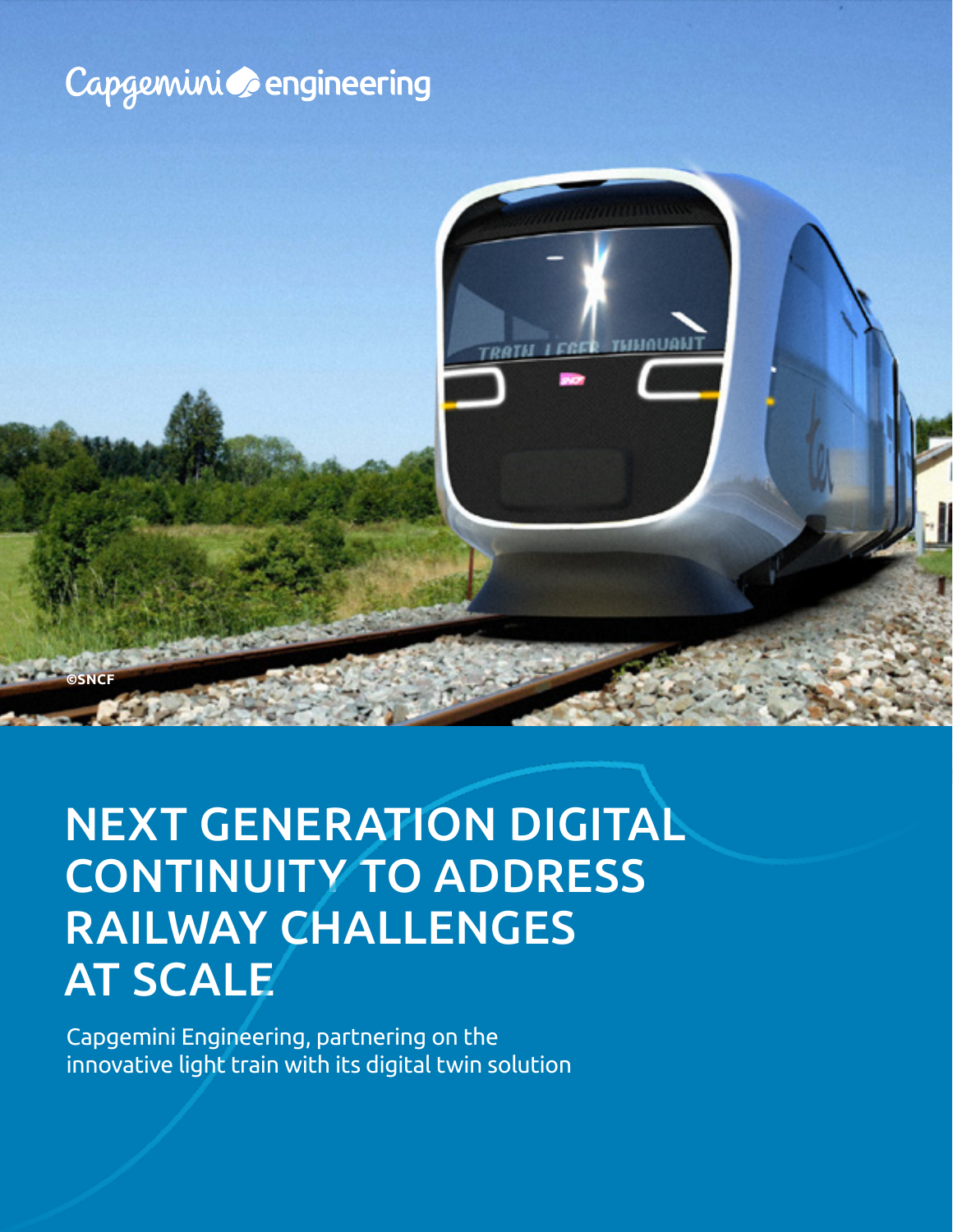Capgemini engineering

©SNCF

# NEXT GENERATION DIGITAL CONTINUITY TO ADDRESS RAILWAY CHALLENGES AT SCALE

Capgemini Engineering, partnering on the innovative light train with its digital twin solution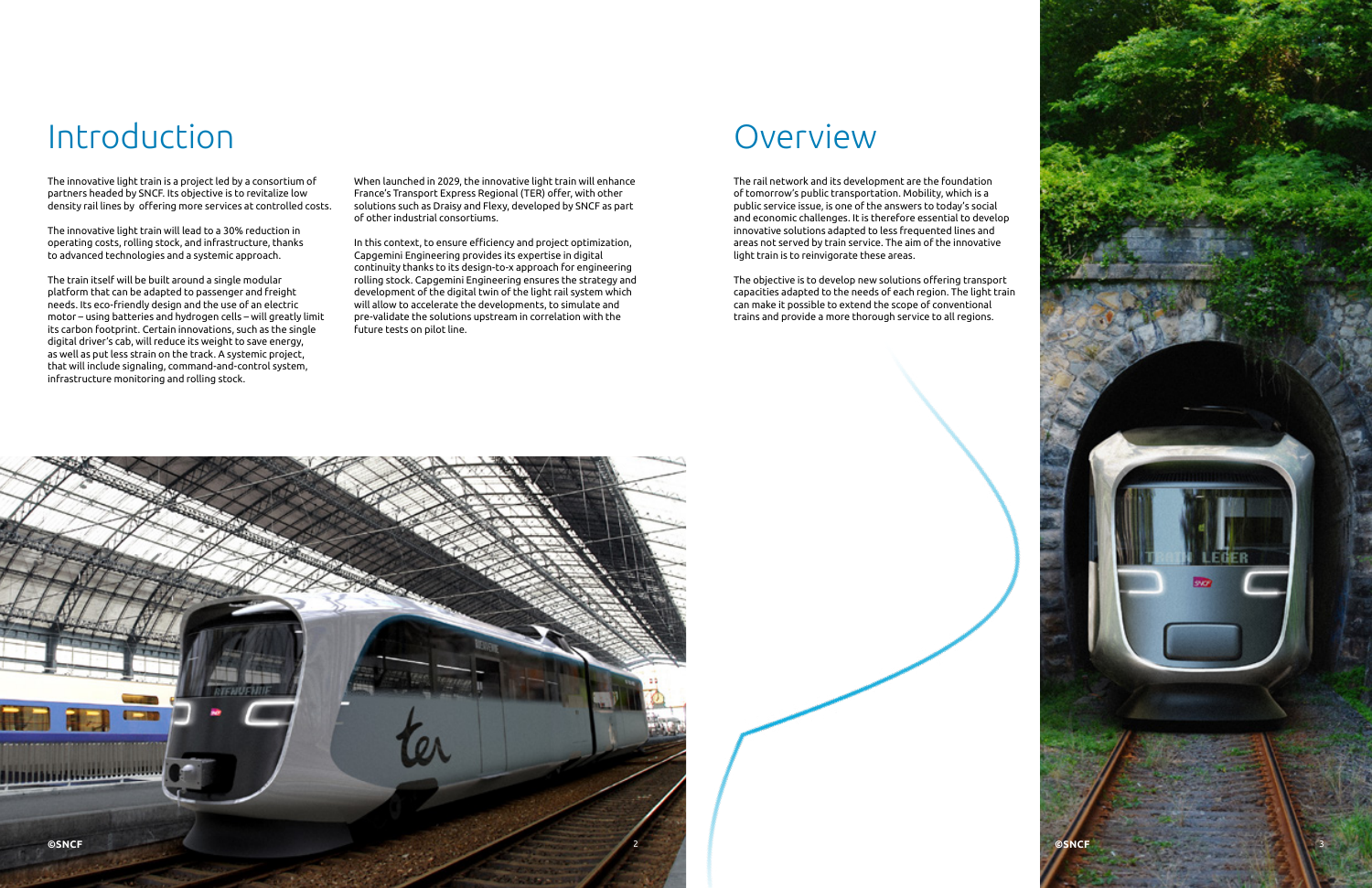# Introduction

The innovative light train is a project led by a consortium of partners headed by SNCF. Its objective is to revitalize low density rail lines by offering more services at controlled costs.

The innovative light train will lead to a 30% reduction in operating costs, rolling stock, and infrastructure, thanks to advanced technologies and a systemic approach.

The train itself will be built around a single modular platform that can be adapted to passenger and freight needs. Its eco-friendly design and the use of an electric motor – using batteries and hydrogen cells – will greatly limit its carbon footprint. Certain innovations, such as the single digital driver's cab, will reduce its weight to save energy, as well as put less strain on the track. A systemic project, that will include signaling, command-and-control system, infrastructure monitoring and rolling stock.

When launched in 2029, the innovative light train will enhance France's Transport Express Regional (TER) offer, with other solutions such as Draisy and Flexy, developed by SNCF as part of other industrial consortiums.

In this context, to ensure efficiency and project optimization, Capgemini Engineering provides its expertise in digital continuity thanks to its design-to-x approach for engineering rolling stock. Capgemini Engineering ensures the strategy and development of the digital twin of the light rail system which will allow to accelerate the developments, to simulate and pre-validate the solutions upstream in correlation with the future tests on pilot line.

©SNCF

# Overview

The rail network and its development are the foundation of tomorrow's public transportation. Mobility, which is a public service issue, is one of the answers to today's social and economic challenges. It is therefore essential to develop innovative solutions adapted to less frequented lines and areas not served by train service. The aim of the innovative light train is to reinvigorate these areas.

The objective is to develop new solutions offering transport capacities adapted to the needs of each region. The light train can make it possible to extend the scope of conventional trains and provide a more thorough service to all regions.

©SNCF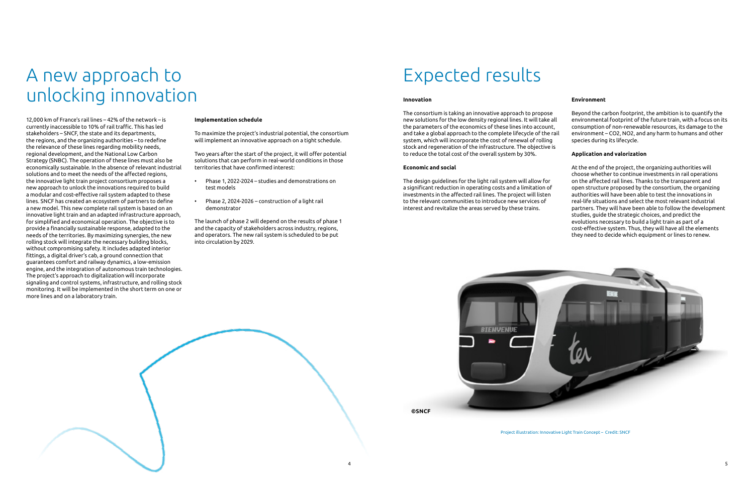# A new approach to unlocking innovation

12,000 km of France's rail lines – 42% of the network – is currently inaccessible to 10% of rail traffic. This has led stakeholders – SNCF, the state and its departments, the regions, and the organizing authorities – to redefine the relevance of these lines regarding mobility needs, regional development, and the National Low Carbon Strategy (SNBC). The operation of these lines must also be economically sustainable. In the absence of relevant industrial solutions and to meet the needs of the affected regions, the innovative light train project consortium proposes a new approach to unlock the innovations required to build a modular and cost-effective rail system adapted to these lines. SNCF has created an ecosystem of partners to define a new model. This new complete rail system is based on an innovative light train and an adapted infrastructure approach, for simplified and economical operation. The objective is to provide a financially sustainable response, adapted to the needs of the territories. By maximizing synergies, the new rolling stock will integrate the necessary building blocks, without compromising safety. It includes adapted interior fittings, a digital driver's cab, a ground connection that guarantees comfort and railway dynamics, a low-emission engine, and the integration of autonomous train technologies. The project's approach to digitalization will incorporate signaling and control systems, infrastructure, and rolling stock monitoring. It will be implemented in the short term on one or more lines and on a laboratory train.

**Implementation schedule**

To maximize the project's industrial potential, the consortium will implement an innovative approach on a tight schedule.

Two years after the start of the project, it will offer potential solutions that can perform in real-world conditions in those territories that have confirmed interest:

- Phase 1, 2022-2024 – studies and demonstrations on test models
- Phase 2, 2024-2026 – construction of a light rail demonstrator

The launch of phase 2 will depend on the results of phase 1 and the capacity of stakeholders across industry, regions, and operators. The new rail system is scheduled to be put into circulation by 2029.

# Expected results

**Innovation**

The consortium is taking an innovative approach to propose new solutions for the low density regional lines. It will take all the parameters of the economics of these lines into account, and take a global approach to the complete lifecycle of the rail system, which will incorporate the cost of renewal of rolling stock and regeneration of the infrastructure. The objective is to reduce the total cost of the overall system by 30%.

**Economic and social**

The design guidelines for the light rail system will allow for a significant reduction in operating costs and a limitation of investments in the affected rail lines. The project will listen to the relevant communities to introduce new services of interest and revitalize the areas served by these trains.

**Environment**

Beyond the carbon footprint, the ambition is to quantify the environmental footprint of the future train, with a focus on its consumption of non-renewable resources, its damage to the environment – $CO_2$, $NO_2$, and any harm to humans and other species during its lifecycle.

**Application and valorization**

At the end of the project, the organizing authorities will choose whether to continue investments in rail operations on the affected rail lines. Thanks to the transparent and open structure proposed by the consortium, the organizing authorities will have been able to test the innovations in real-life situations and select the most relevant industrial partners. They will have been able to follow the development studies, guide the strategic choices, and predict the evolutions necessary to build a light train as part of a cost-effective system. Thus, they will have all the elements they need to decide which equipment or lines to renew.

©SNCF

Project illustration: Innovative Light Train Concept – Credit: SNCF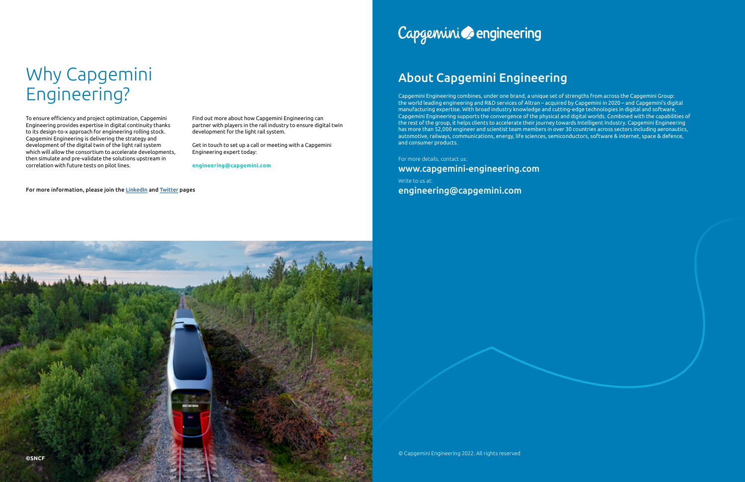# Why Capgemini Engineering?

To ensure efficiency and project optimization, Capgemini Engineering provides expertise in digital continuity thanks to its design-to-x approach for engineering rolling stock. Capgemini Engineering is delivering the strategy and development of the digital twin of the light rail system which will allow the consortium to accelerate developments, then simulate and pre-validate the solutions upstream in correlation with future tests on pilot lines.

Find out more about how Capgemini Engineering can partner with players in the rail industry to ensure digital twin development for the light rail system.

Get in touch to set up a call or meeting with a Capgemini Engineering expert today:

**engineering@capgemini.com**

**For more information, please join the LinkedIn and Twitter pages**

©SNCF

Capgemini engineering

## About Capgemini Engineering

Capgemini Engineering combines, under one brand, a unique set of strengths from across the Capgemini Group: the world leading engineering and R&D services of Altran – acquired by Capgemini in 2020 – and Capgemini's digital manufacturing expertise. With broad industry knowledge and cutting-edge technologies in digital and software, Capgemini Engineering supports the convergence of the physical and digital worlds. Combined with the capabilities of the rest of the group, it helps clients to accelerate their journey towards Intelligent Industry. Capgemini Engineering has more than 52,000 engineer and scientist team members in over 30 countries across sectors including aeronautics, automotive, railways, communications, energy, life sciences, semiconductors, software & internet, space & defence, and consumer products.

For more details, contact us:

**www.capgemini-engineering.com**

Write to us at:

**engineering@capgemini.com**

© Capgemini Engineering 2022. All rights reserved